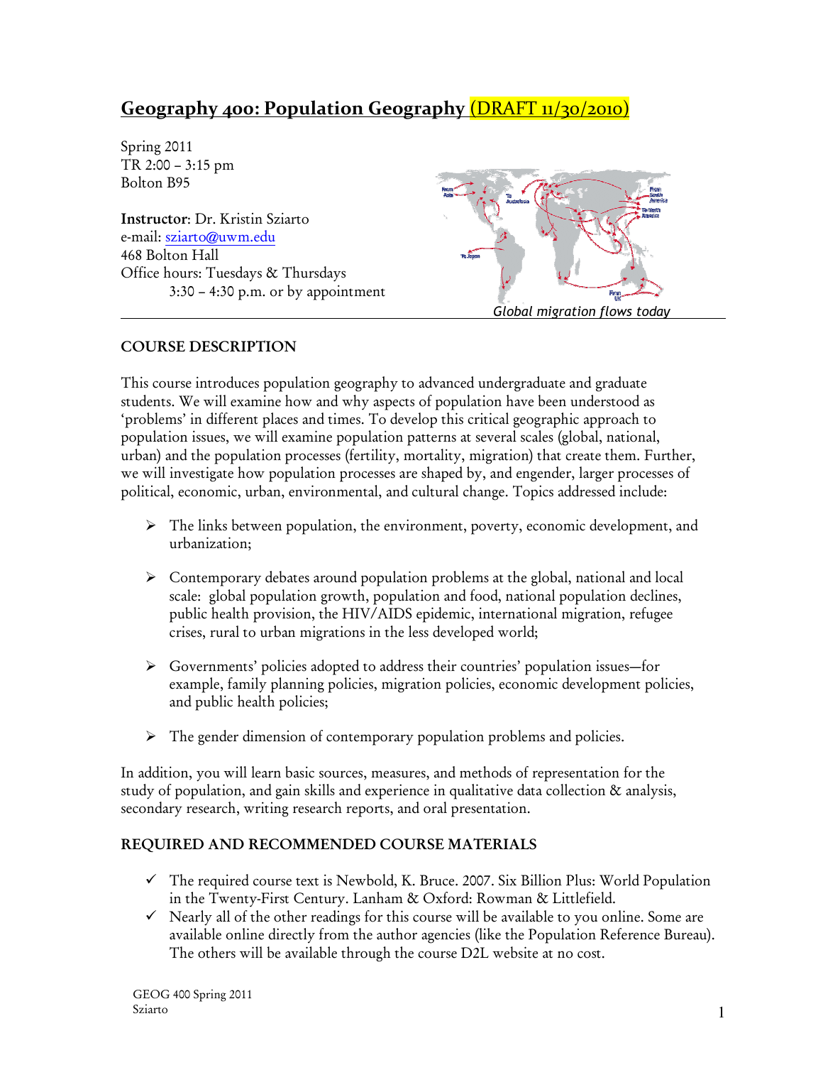# Geography 400: Population Geography (DRAFT 11/30/2010)

Spring 2011
TR 2:00 – 3:15 pm
Bolton B95

**Instructor**: Dr. Kristin Sziarto
e-mail: sziarto@uwm.edu
468 Bolton Hall
Office hours: Tuesdays & Thursdays
3:30 – 4:30 p.m. or by appointment

*Global migration flows today*

## COURSE DESCRIPTION

This course introduces population geography to advanced undergraduate and graduate students. We will examine how and why aspects of population have been understood as 'problems' in different places and times. To develop this critical geographic approach to population issues, we will examine population patterns at several scales (global, national, urban) and the population processes (fertility, mortality, migration) that create them. Further, we will investigate how population processes are shaped by, and engender, larger processes of political, economic, urban, environmental, and cultural change. Topics addressed include:

- The links between population, the environment, poverty, economic development, and urbanization;
- Contemporary debates around population problems at the global, national and local scale: global population growth, population and food, national population declines, public health provision, the HIV/AIDS epidemic, international migration, refugee crises, rural to urban migrations in the less developed world;
- Governments' policies adopted to address their countries' population issues—for example, family planning policies, migration policies, economic development policies, and public health policies;
- The gender dimension of contemporary population problems and policies.

In addition, you will learn basic sources, measures, and methods of representation for the study of population, and gain skills and experience in qualitative data collection & analysis, secondary research, writing research reports, and oral presentation.

## REQUIRED AND RECOMMENDED COURSE MATERIALS

- ✓ The required course text is Newbold, K. Bruce. 2007. Six Billion Plus: World Population in the Twenty-First Century. Lanham & Oxford: Rowman & Littlefield.
- ✓ Nearly all of the other readings for this course will be available to you online. Some are available online directly from the author agencies (like the Population Reference Bureau). The others will be available through the course D2L website at no cost.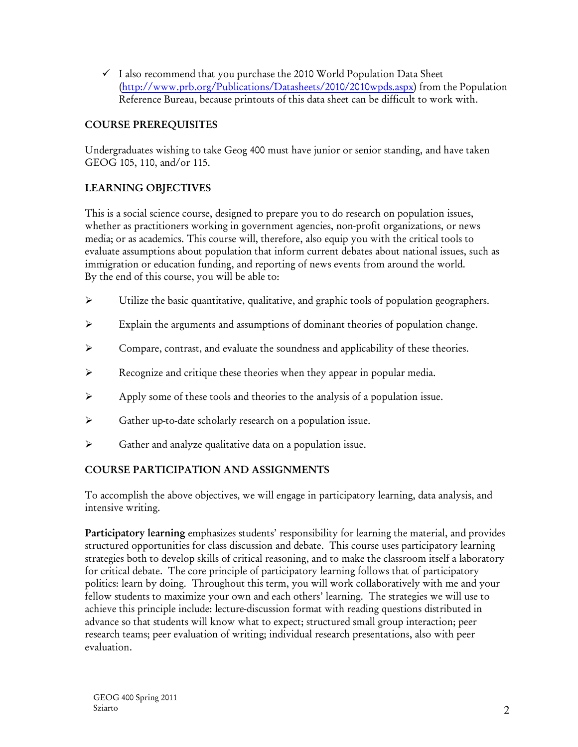- ✓ I also recommend that you purchase the 2010 World Population Data Sheet (http://www.prb.org/Publications/Datasheets/2010/2010wpds.aspx) from the Population Reference Bureau, because printouts of this data sheet can be difficult to work with.

## COURSE PREREQUISITES

Undergraduates wishing to take Geog 400 must have junior or senior standing, and have taken GEOG 105, 110, and/or 115.

## LEARNING OBJECTIVES

This is a social science course, designed to prepare you to do research on population issues, whether as practitioners working in government agencies, non-profit organizations, or news media; or as academics. This course will, therefore, also equip you with the critical tools to evaluate assumptions about population that inform current debates about national issues, such as immigration or education funding, and reporting of news events from around the world.
By the end of this course, you will be able to:

- Utilize the basic quantitative, qualitative, and graphic tools of population geographers.
- Explain the arguments and assumptions of dominant theories of population change.
- Compare, contrast, and evaluate the soundness and applicability of these theories.
- Recognize and critique these theories when they appear in popular media.
- Apply some of these tools and theories to the analysis of a population issue.
- Gather up-to-date scholarly research on a population issue.
- Gather and analyze qualitative data on a population issue.

## COURSE PARTICIPATION AND ASSIGNMENTS

To accomplish the above objectives, we will engage in participatory learning, data analysis, and intensive writing.

**Participatory learning** emphasizes students' responsibility for learning the material, and provides structured opportunities for class discussion and debate. This course uses participatory learning strategies both to develop skills of critical reasoning, and to make the classroom itself a laboratory for critical debate. The core principle of participatory learning follows that of participatory politics: learn by doing. Throughout this term, you will work collaboratively with me and your fellow students to maximize your own and each others' learning. The strategies we will use to achieve this principle include: lecture-discussion format with reading questions distributed in advance so that students will know what to expect; structured small group interaction; peer research teams; peer evaluation of writing; individual research presentations, also with peer evaluation.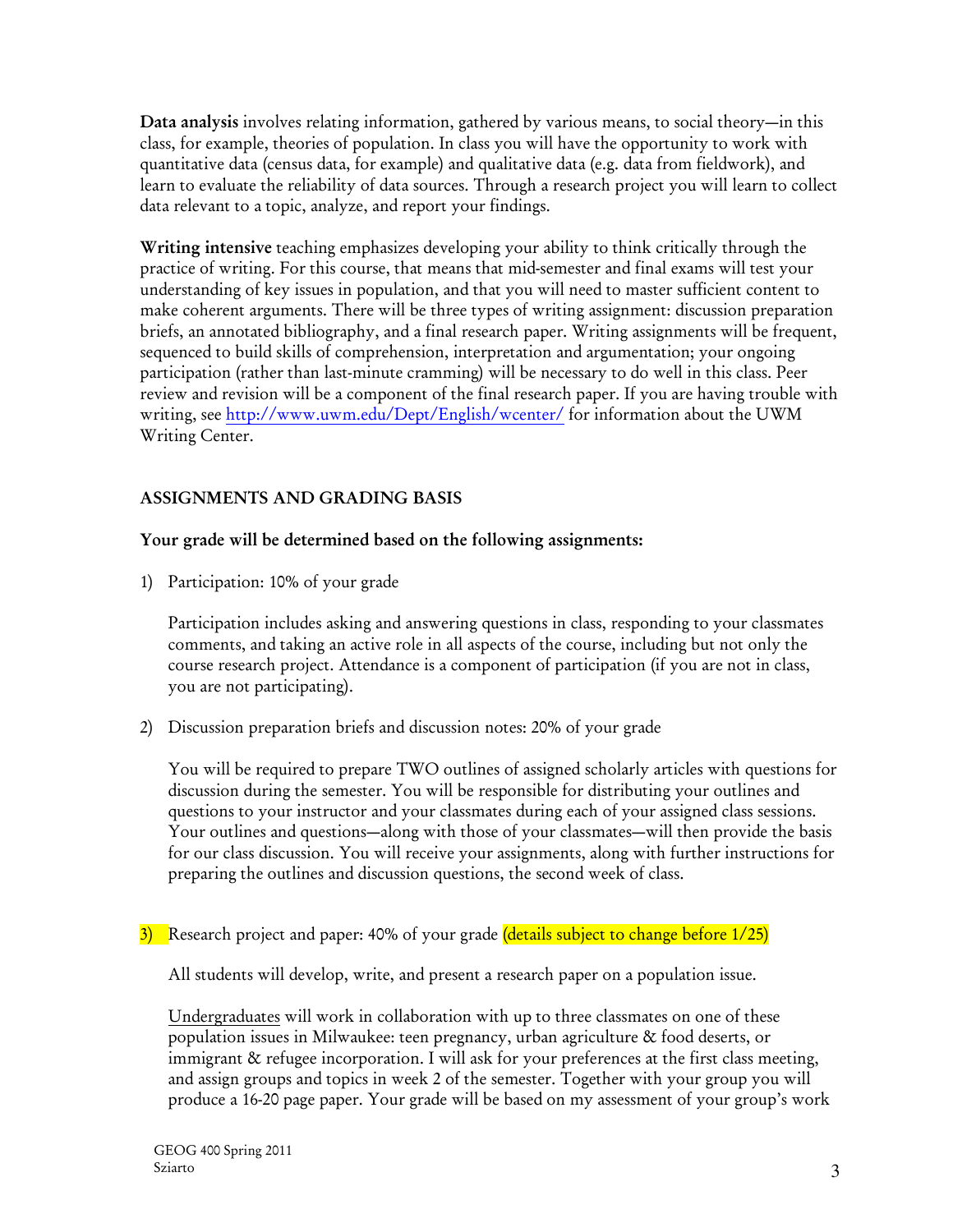**Data analysis** involves relating information, gathered by various means, to social theory—in this class, for example, theories of population. In class you will have the opportunity to work with quantitative data (census data, for example) and qualitative data (e.g. data from fieldwork), and learn to evaluate the reliability of data sources. Through a research project you will learn to collect data relevant to a topic, analyze, and report your findings.

**Writing intensive** teaching emphasizes developing your ability to think critically through the practice of writing. For this course, that means that mid-semester and final exams will test your understanding of key issues in population, and that you will need to master sufficient content to make coherent arguments. There will be three types of writing assignment: discussion preparation briefs, an annotated bibliography, and a final research paper. Writing assignments will be frequent, sequenced to build skills of comprehension, interpretation and argumentation; your ongoing participation (rather than last-minute cramming) will be necessary to do well in this class. Peer review and revision will be a component of the final research paper. If you are having trouble with writing, see http://www.uwm.edu/Dept/English/wcenter/ for information about the UWM Writing Center.

## ASSIGNMENTS AND GRADING BASIS

**Your grade will be determined based on the following assignments:**

1) Participation: 10% of your grade

   Participation includes asking and answering questions in class, responding to your classmates comments, and taking an active role in all aspects of the course, including but not only the course research project. Attendance is a component of participation (if you are not in class, you are not participating).

2) Discussion preparation briefs and discussion notes: 20% of your grade

   You will be required to prepare TWO outlines of assigned scholarly articles with questions for discussion during the semester. You will be responsible for distributing your outlines and questions to your instructor and your classmates during each of your assigned class sessions. Your outlines and questions—along with those of your classmates—will then provide the basis for our class discussion. You will receive your assignments, along with further instructions for preparing the outlines and discussion questions, the second week of class.

3) Research project and paper: 40% of your grade (details subject to change before 1/25)

   All students will develop, write, and present a research paper on a population issue.

   Undergraduates will work in collaboration with up to three classmates on one of these population issues in Milwaukee: teen pregnancy, urban agriculture & food deserts, or immigrant & refugee incorporation. I will ask for your preferences at the first class meeting, and assign groups and topics in week 2 of the semester. Together with your group you will produce a 16-20 page paper. Your grade will be based on my assessment of your group's work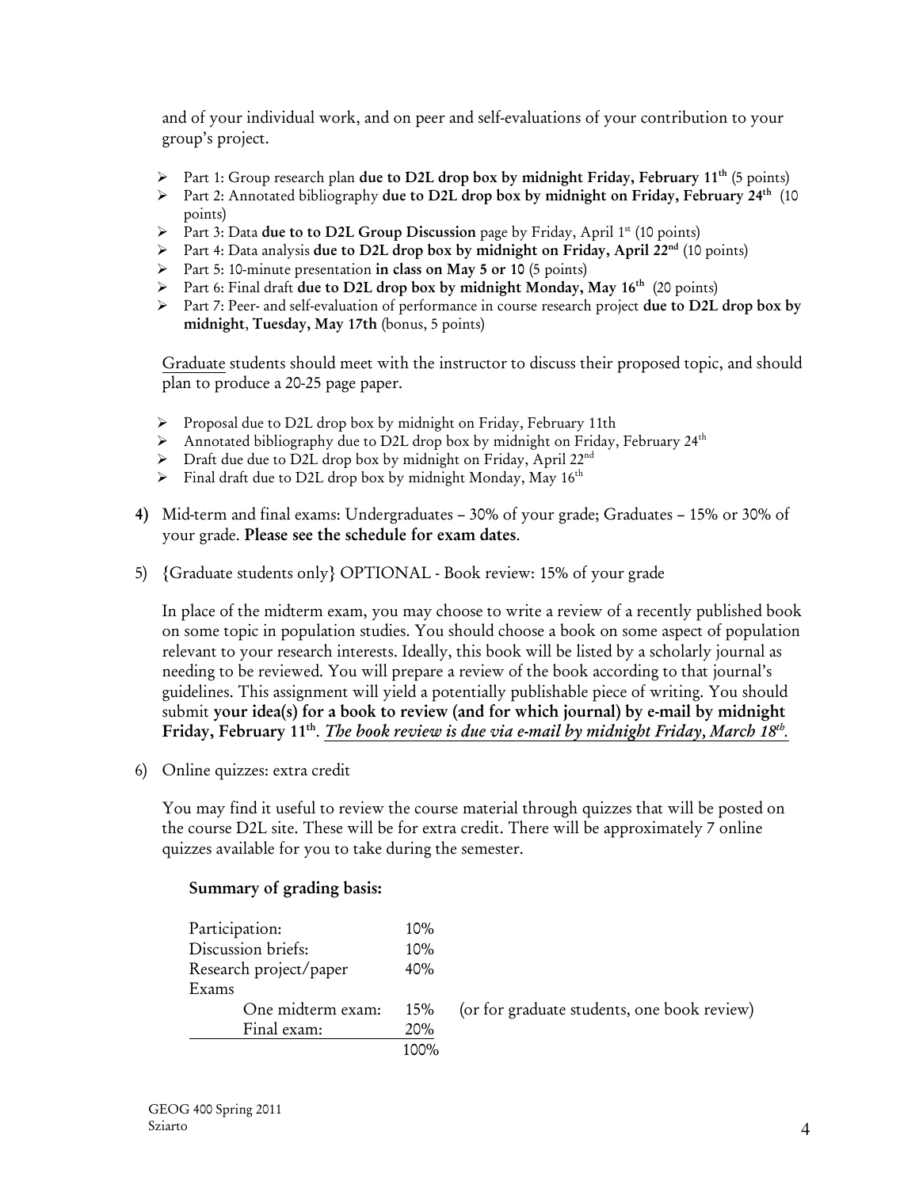and of your individual work, and on peer and self-evaluations of your contribution to your group's project.

- Part 1: Group research plan **due to D2L drop box by midnight Friday, February 11th** (5 points)
- Part 2: Annotated bibliography **due to D2L drop box by midnight on Friday, February 24th** (10 points)
- Part 3: Data **due to to D2L Group Discussion** page by Friday, April 1st (10 points)
- Part 4: Data analysis **due to D2L drop box by midnight on Friday, April 22nd** (10 points)
- Part 5: 10-minute presentation **in class on May 5 or 10** (5 points)
- Part 6: Final draft **due to D2L drop box by midnight Monday, May 16th** (20 points)
- Part 7: Peer- and self-evaluation of performance in course research project **due to D2L drop box by midnight**, **Tuesday, May 17th** (bonus, 5 points)

Graduate students should meet with the instructor to discuss their proposed topic, and should plan to produce a 20-25 page paper.

- Proposal due to D2L drop box by midnight on Friday, February 11th
- Annotated bibliography due to D2L drop box by midnight on Friday, February 24th
- Draft due due to D2L drop box by midnight on Friday, April 22nd
- Final draft due to D2L drop box by midnight Monday, May 16th

4) Mid-term and final exams: Undergraduates – 30% of your grade; Graduates – 15% or 30% of your grade. **Please see the schedule for exam dates**.

5) {Graduate students only} OPTIONAL - Book review: 15% of your grade

   In place of the midterm exam, you may choose to write a review of a recently published book on some topic in population studies. You should choose a book on some aspect of population relevant to your research interests. Ideally, this book will be listed by a scholarly journal as needing to be reviewed. You will prepare a review of the book according to that journal's guidelines. This assignment will yield a potentially publishable piece of writing. You should submit **your idea(s) for a book to review (and for which journal) by e-mail by midnight Friday, February 11th**. ***The book review is due via e-mail by midnight Friday, March 18th.***

6) Online quizzes: extra credit

   You may find it useful to review the course material through quizzes that will be posted on the course D2L site. These will be for extra credit. There will be approximately 7 online quizzes available for you to take during the semester.

**Summary of grading basis:**

| | | |
|---|---|---|
| Participation: | 10% | |
| Discussion briefs: | 10% | |
| Research project/paper | 40% | |
| Exams | | |
| One midterm exam: | 15% | (or for graduate students, one book review) |
| Final exam: | 20% | |
| | 100% | |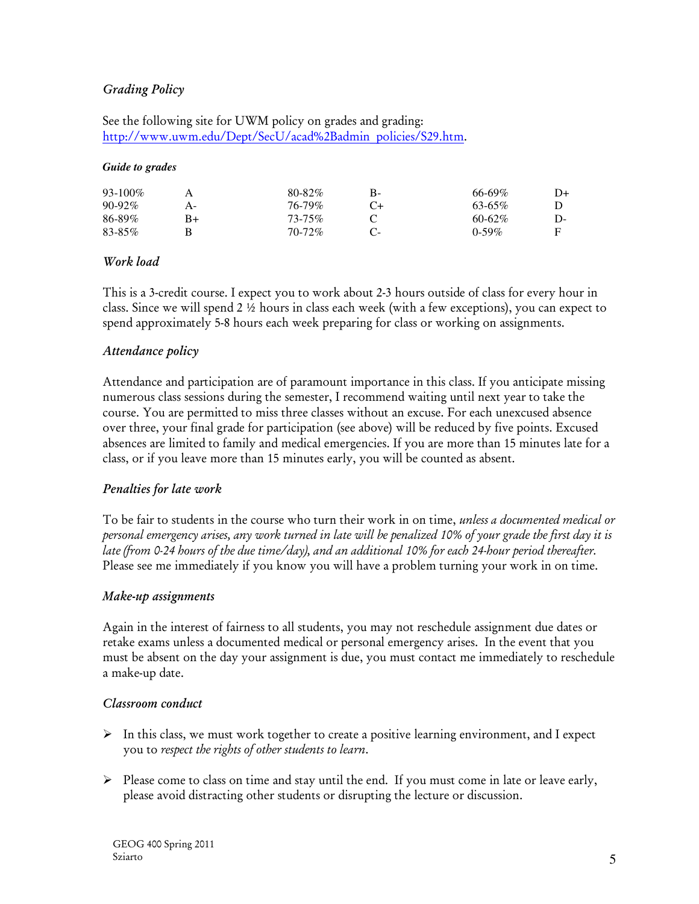### *Grading Policy*

See the following site for UWM policy on grades and grading: [http://www.uwm.edu/Dept/SecU/acad%2Badmin_policies/S29.htm](http://www.uwm.edu/Dept/SecU/acad%2Badmin_policies/S29.htm).

#### *Guide to grades*

| | | | | | |
|---|---|---|---|---|---|
| 93-100% | A | 80-82% | B- | 66-69% | D+ |
| 90-92% | A- | 76-79% | C+ | 63-65% | D |
| 86-89% | B+ | 73-75% | C | 60-62% | D- |
| 83-85% | B | 70-72% | C- | 0-59% | F |

### *Work load*

This is a 3-credit course. I expect you to work about 2-3 hours outside of class for every hour in class. Since we will spend 2 ½ hours in class each week (with a few exceptions), you can expect to spend approximately 5-8 hours each week preparing for class or working on assignments.

### *Attendance policy*

Attendance and participation are of paramount importance in this class. If you anticipate missing numerous class sessions during the semester, I recommend waiting until next year to take the course. You are permitted to miss three classes without an excuse. For each unexcused absence over three, your final grade for participation (see above) will be reduced by five points. Excused absences are limited to family and medical emergencies. If you are more than 15 minutes late for a class, or if you leave more than 15 minutes early, you will be counted as absent.

### *Penalties for late work*

To be fair to students in the course who turn their work in on time, *unless a documented medical or personal emergency arises, any work turned in late will be penalized 10% of your grade the first day it is late (from 0-24 hours of the due time/day), and an additional 10% for each 24-hour period thereafter.* Please see me immediately if you know you will have a problem turning your work in on time.

### *Make-up assignments*

Again in the interest of fairness to all students, you may not reschedule assignment due dates or retake exams unless a documented medical or personal emergency arises. In the event that you must be absent on the day your assignment is due, you must contact me immediately to reschedule a make-up date.

### *Classroom conduct*

- In this class, we must work together to create a positive learning environment, and I expect you to *respect the rights of other students to learn*.

- Please come to class on time and stay until the end. If you must come in late or leave early, please avoid distracting other students or disrupting the lecture or discussion.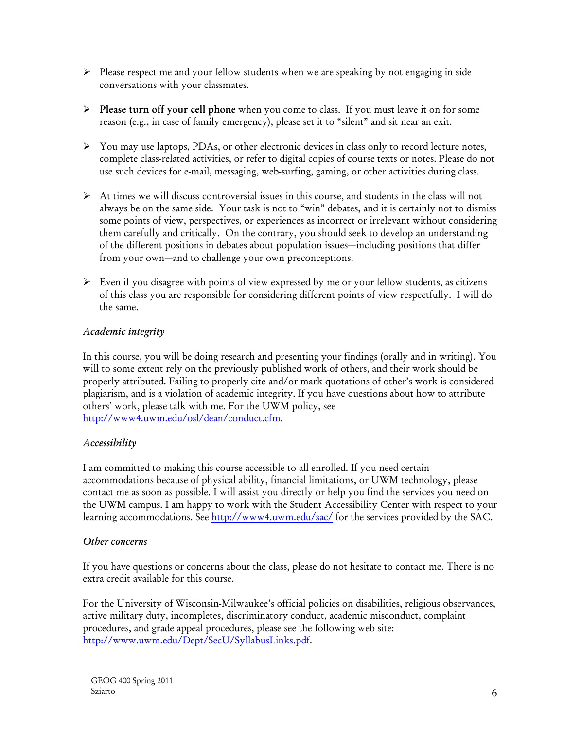- Please respect me and your fellow students when we are speaking by not engaging in side conversations with your classmates.

- **Please turn off your cell phone** when you come to class. If you must leave it on for some reason (e.g., in case of family emergency), please set it to "silent" and sit near an exit.

- You may use laptops, PDAs, or other electronic devices in class only to record lecture notes, complete class-related activities, or refer to digital copies of course texts or notes. Please do not use such devices for e-mail, messaging, web-surfing, gaming, or other activities during class.

- At times we will discuss controversial issues in this course, and students in the class will not always be on the same side. Your task is not to "win" debates, and it is certainly not to dismiss some points of view, perspectives, or experiences as incorrect or irrelevant without considering them carefully and critically. On the contrary, you should seek to develop an understanding of the different positions in debates about population issues—including positions that differ from your own—and to challenge your own preconceptions.

- Even if you disagree with points of view expressed by me or your fellow students, as citizens of this class you are responsible for considering different points of view respectfully. I will do the same.

*Academic integrity*

In this course, you will be doing research and presenting your findings (orally and in writing). You will to some extent rely on the previously published work of others, and their work should be properly attributed. Failing to properly cite and/or mark quotations of other's work is considered plagiarism, and is a violation of academic integrity. If you have questions about how to attribute others' work, please talk with me. For the UWM policy, see http://www4.uwm.edu/osl/dean/conduct.cfm.

*Accessibility*

I am committed to making this course accessible to all enrolled. If you need certain accommodations because of physical ability, financial limitations, or UWM technology, please contact me as soon as possible. I will assist you directly or help you find the services you need on the UWM campus. I am happy to work with the Student Accessibility Center with respect to your learning accommodations. See http://www4.uwm.edu/sac/ for the services provided by the SAC.

*Other concerns*

If you have questions or concerns about the class, please do not hesitate to contact me. There is no extra credit available for this course.

For the University of Wisconsin-Milwaukee's official policies on disabilities, religious observances, active military duty, incompletes, discriminatory conduct, academic misconduct, complaint procedures, and grade appeal procedures, please see the following web site: http://www.uwm.edu/Dept/SecU/SyllabusLinks.pdf.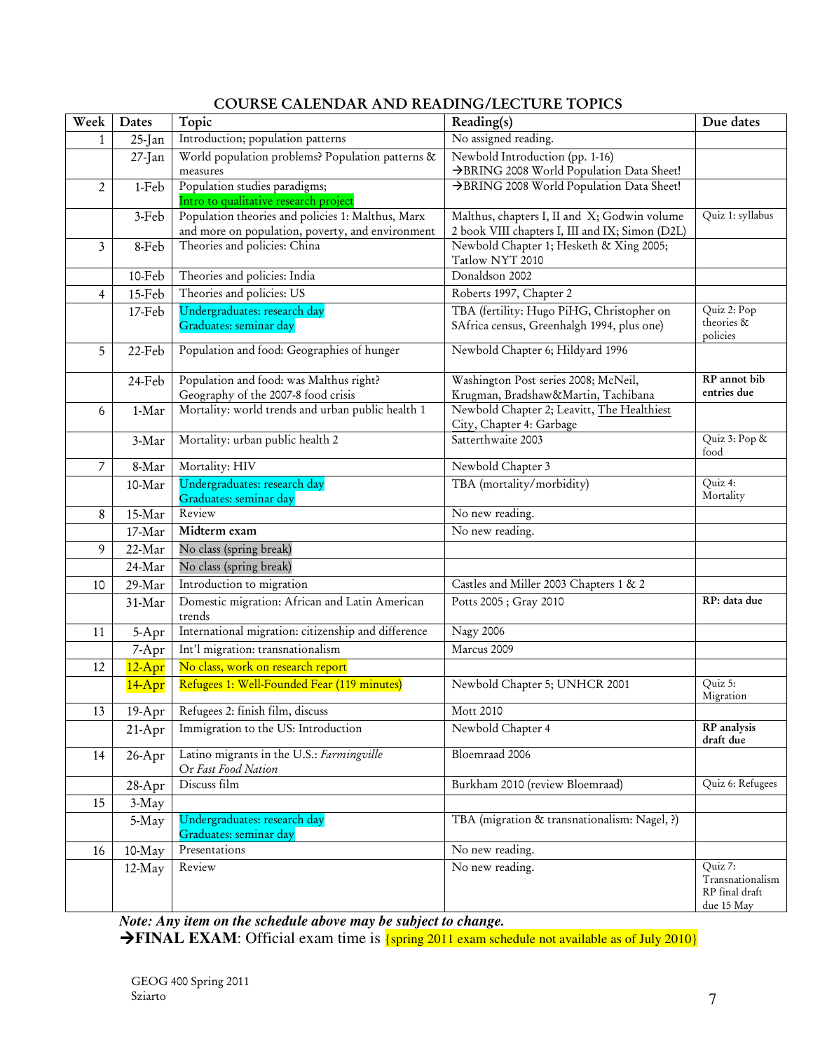## COURSE CALENDAR AND READING/LECTURE TOPICS

| Week | Dates | Topic | Reading(s) | Due dates |
|---|---|---|---|---|
| 1 | 25-Jan | Introduction; population patterns | No assigned reading. | |
| | 27-Jan | World population problems? Population patterns & measures | Newbold Introduction (pp. 1-16) →BRING 2008 World Population Data Sheet! | |
| 2 | 1-Feb | Population studies paradigms; Intro to qualitative research project | →BRING 2008 World Population Data Sheet! | |
| | 3-Feb | Population theories and policies 1: Malthus, Marx and more on population, poverty, and environment | Malthus, chapters I, II and X; Godwin volume 2 book VIII chapters I, III and IX; Simon (D2L) | Quiz 1: syllabus |
| 3 | 8-Feb | Theories and policies: China | Newbold Chapter 1; Hesketh & Xing 2005; Tatlow NYT 2010 | |
| | 10-Feb | Theories and policies: India | Donaldson 2002 | |
| 4 | 15-Feb | Theories and policies: US | Roberts 1997, Chapter 2 | |
| | 17-Feb | Undergraduates: research day Graduates: seminar day | TBA (fertility: Hugo PiHG, Christopher on SAfrica census, Greenhalgh 1994, plus one) | Quiz 2: Pop theories & policies |
| 5 | 22-Feb | Population and food: Geographies of hunger | Newbold Chapter 6; Hildyard 1996 | |
| | 24-Feb | Population and food: was Malthus right? Geography of the 2007-8 food crisis | Washington Post series 2008; McNeil, Krugman, Bradshaw&Martin, Tachibana | **RP annot bib entries due** |
| 6 | 1-Mar | Mortality: world trends and urban public health 1 | Newbold Chapter 2; Leavitt, The Healthiest City, Chapter 4: Garbage | |
| | 3-Mar | Mortality: urban public health 2 | Satterthwaite 2003 | Quiz 3: Pop & food |
| 7 | 8-Mar | Mortality: HIV | Newbold Chapter 3 | |
| | 10-Mar | Undergraduates: research day Graduates: seminar day | TBA (mortality/morbidity) | Quiz 4: Mortality |
| 8 | 15-Mar | Review | No new reading. | |
| | 17-Mar | **Midterm exam** | No new reading. | |
| 9 | 22-Mar | No class (spring break) | | |
| | 24-Mar | No class (spring break) | | |
| 10 | 29-Mar | Introduction to migration | Castles and Miller 2003 Chapters 1 & 2 | |
| | 31-Mar | Domestic migration: African and Latin American trends | Potts 2005 ; Gray 2010 | **RP: data due** |
| 11 | 5-Apr | International migration: citizenship and difference | Nagy 2006 | |
| | 7-Apr | Int'l migration: transnationalism | Marcus 2009 | |
| 12 | 12-Apr | No class, work on research report | | |
| | 14-Apr | Refugees 1: Well-Founded Fear (119 minutes) | Newbold Chapter 5; UNHCR 2001 | Quiz 5: Migration |
| 13 | 19-Apr | Refugees 2: finish film, discuss | Mott 2010 | |
| | 21-Apr | Immigration to the US: Introduction | Newbold Chapter 4 | **RP analysis draft due** |
| 14 | 26-Apr | Latino migrants in the U.S.: *Farmingville* Or *Fast Food Nation* | Bloemraad 2006 | |
| | 28-Apr | Discuss film | Burkham 2010 (review Bloemraad) | Quiz 6: Refugees |
| 15 | 3-May | | | |
| | 5-May | Undergraduates: research day Graduates: seminar day | TBA (migration & transnationalism: Nagel, ?) | |
| 16 | 10-May | Presentations | No new reading. | |
| | 12-May | Review | No new reading. | Quiz 7: Transnationalism RP final draft due 15 May |

***Note: Any item on the schedule above may be subject to change.***

→**FINAL EXAM**: Official exam time is {spring 2011 exam schedule not available as of July 2010}